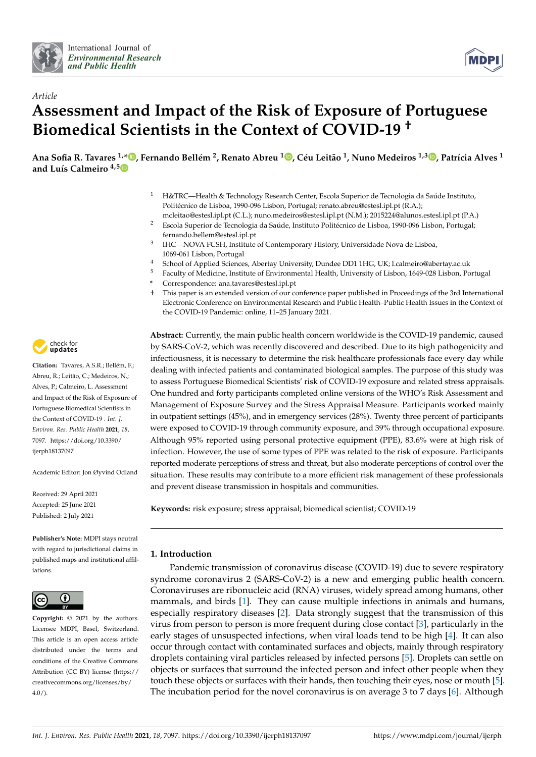International Journal of
*Environmental Research and Public Health*

*Article*

# Assessment and Impact of the Risk of Exposure of Portuguese Biomedical Scientists in the Context of COVID-19 †

**Ana Sofia R. Tavares [1,*], Fernando Bellém [2], Renato Abreu [1], Céu Leitão [1], Nuno Medeiros [1,3], Patrícia Alves [1] and Luís Calmeiro [4,5]**

1 H&TRC—Health & Technology Research Center, Escola Superior de Tecnologia da Saúde Instituto Politécnico de Lisboa, 1990-096 Lisbon, Portugal; renato.abreu@estesl.ipl.pt (R.A.); mcleitao@estesl.ipl.pt (C.L.); nuno.medeiros@estesl.ipl.pt (N.M.); 2015224@alunos.estesl.ipl.pt (P.A.)

2 Escola Superior de Tecnologia da Saúde, Instituto Politécnico de Lisboa, 1990-096 Lisbon, Portugal; fernando.bellem@estesl.ipl.pt

3 IHC—NOVA FCSH, Institute of Contemporary History, Universidade Nova de Lisboa, 1069-061 Lisbon, Portugal

4 School of Applied Sciences, Abertay University, Dundee DD1 1HG, UK; l.calmeiro@abertay.ac.uk

5 Faculty of Medicine, Institute of Environmental Health, University of Lisbon, 1649-028 Lisbon, Portugal

\* Correspondence: ana.tavares@estesl.ipl.pt

† This paper is an extended version of our conference paper published in Proceedings of the 3rd International Electronic Conference on Environmental Research and Public Health–Public Health Issues in the Context of the COVID-19 Pandemic: online, 11–25 January 2021.

**Citation:** Tavares, A.S.R.; Bellém, F.; Abreu, R.; Leitão, C.; Medeiros, N.; Alves, P.; Calmeiro, L. Assessment and Impact of the Risk of Exposure of Portuguese Biomedical Scientists in the Context of COVID-19 . *Int. J. Environ. Res. Public Health* **2021**, *18*, 7097. https://doi.org/10.3390/ijerph18137097

Academic Editor: Jon Øyvind Odland

Received: 29 April 2021
Accepted: 25 June 2021
Published: 2 July 2021

**Publisher's Note:** MDPI stays neutral with regard to jurisdictional claims in published maps and institutional affiliations.

**Copyright:** © 2021 by the authors. Licensee MDPI, Basel, Switzerland. This article is an open access article distributed under the terms and conditions of the Creative Commons Attribution (CC BY) license (https://creativecommons.org/licenses/by/4.0/).

**Abstract:** Currently, the main public health concern worldwide is the COVID-19 pandemic, caused by SARS-CoV-2, which was recently discovered and described. Due to its high pathogenicity and infectiousness, it is necessary to determine the risk healthcare professionals face every day while dealing with infected patients and contaminated biological samples. The purpose of this study was to assess Portuguese Biomedical Scientists' risk of COVID-19 exposure and related stress appraisals. One hundred and forty participants completed online versions of the WHO's Risk Assessment and Management of Exposure Survey and the Stress Appraisal Measure. Participants worked mainly in outpatient settings (45%), and in emergency services (28%). Twenty three percent of participants were exposed to COVID-19 through community exposure, and 39% through occupational exposure. Although 95% reported using personal protective equipment (PPE), 83.6% were at high risk of infection. However, the use of some types of PPE was related to the risk of exposure. Participants reported moderate perceptions of stress and threat, but also moderate perceptions of control over the situation. These results may contribute to a more efficient risk management of these professionals and prevent disease transmission in hospitals and communities.

**Keywords:** risk exposure; stress appraisal; biomedical scientist; COVID-19

## 1. Introduction

Pandemic transmission of coronavirus disease (COVID-19) due to severe respiratory syndrome coronavirus 2 (SARS-CoV-2) is a new and emerging public health concern. Coronaviruses are ribonucleic acid (RNA) viruses, widely spread among humans, other mammals, and birds [1]. They can cause multiple infections in animals and humans, especially respiratory diseases [2]. Data strongly suggest that the transmission of this virus from person to person is more frequent during close contact [3], particularly in the early stages of unsuspected infections, when viral loads tend to be high [4]. It can also occur through contact with contaminated surfaces and objects, mainly through respiratory droplets containing viral particles released by infected persons [5]. Droplets can settle on objects or surfaces that surround the infected person and infect other people when they touch these objects or surfaces with their hands, then touching their eyes, nose or mouth [5]. The incubation period for the novel coronavirus is on average 3 to 7 days [6]. Although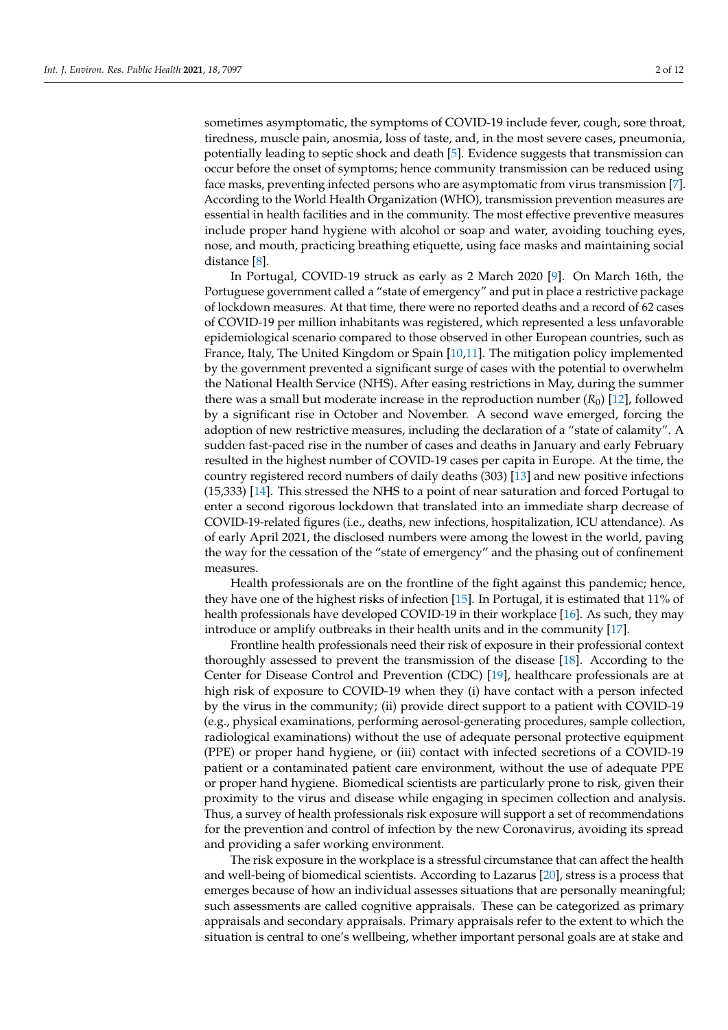sometimes asymptomatic, the symptoms of COVID-19 include fever, cough, sore throat, tiredness, muscle pain, anosmia, loss of taste, and, in the most severe cases, pneumonia, potentially leading to septic shock and death [5]. Evidence suggests that transmission can occur before the onset of symptoms; hence community transmission can be reduced using face masks, preventing infected persons who are asymptomatic from virus transmission [7]. According to the World Health Organization (WHO), transmission prevention measures are essential in health facilities and in the community. The most effective preventive measures include proper hand hygiene with alcohol or soap and water, avoiding touching eyes, nose, and mouth, practicing breathing etiquette, using face masks and maintaining social distance [8].

In Portugal, COVID-19 struck as early as 2 March 2020 [9]. On March 16th, the Portuguese government called a "state of emergency" and put in place a restrictive package of lockdown measures. At that time, there were no reported deaths and a record of 62 cases of COVID-19 per million inhabitants was registered, which represented a less unfavorable epidemiological scenario compared to those observed in other European countries, such as France, Italy, The United Kingdom or Spain [10,11]. The mitigation policy implemented by the government prevented a significant surge of cases with the potential to overwhelm the National Health Service (NHS). After easing restrictions in May, during the summer there was a small but moderate increase in the reproduction number ($R_0$) [12], followed by a significant rise in October and November. A second wave emerged, forcing the adoption of new restrictive measures, including the declaration of a "state of calamity". A sudden fast-paced rise in the number of cases and deaths in January and early February resulted in the highest number of COVID-19 cases per capita in Europe. At the time, the country registered record numbers of daily deaths (303) [13] and new positive infections (15,333) [14]. This stressed the NHS to a point of near saturation and forced Portugal to enter a second rigorous lockdown that translated into an immediate sharp decrease of COVID-19-related figures (i.e., deaths, new infections, hospitalization, ICU attendance). As of early April 2021, the disclosed numbers were among the lowest in the world, paving the way for the cessation of the "state of emergency" and the phasing out of confinement measures.

Health professionals are on the frontline of the fight against this pandemic; hence, they have one of the highest risks of infection [15]. In Portugal, it is estimated that 11% of health professionals have developed COVID-19 in their workplace [16]. As such, they may introduce or amplify outbreaks in their health units and in the community [17].

Frontline health professionals need their risk of exposure in their professional context thoroughly assessed to prevent the transmission of the disease [18]. According to the Center for Disease Control and Prevention (CDC) [19], healthcare professionals are at high risk of exposure to COVID-19 when they (i) have contact with a person infected by the virus in the community; (ii) provide direct support to a patient with COVID-19 (e.g., physical examinations, performing aerosol-generating procedures, sample collection, radiological examinations) without the use of adequate personal protective equipment (PPE) or proper hand hygiene, or (iii) contact with infected secretions of a COVID-19 patient or a contaminated patient care environment, without the use of adequate PPE or proper hand hygiene. Biomedical scientists are particularly prone to risk, given their proximity to the virus and disease while engaging in specimen collection and analysis. Thus, a survey of health professionals risk exposure will support a set of recommendations for the prevention and control of infection by the new Coronavirus, avoiding its spread and providing a safer working environment.

The risk exposure in the workplace is a stressful circumstance that can affect the health and well-being of biomedical scientists. According to Lazarus [20], stress is a process that emerges because of how an individual assesses situations that are personally meaningful; such assessments are called cognitive appraisals. These can be categorized as primary appraisals and secondary appraisals. Primary appraisals refer to the extent to which the situation is central to one's wellbeing, whether important personal goals are at stake and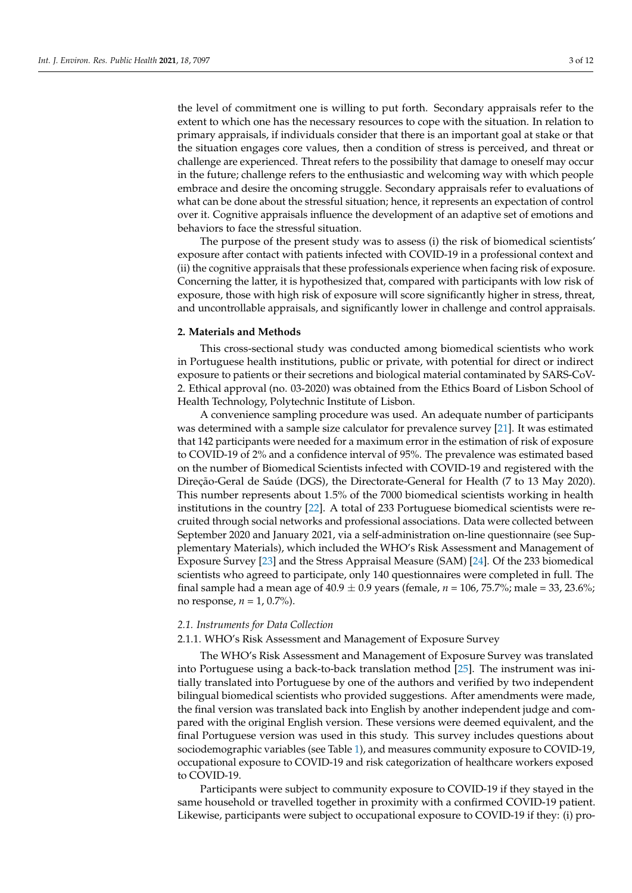the level of commitment one is willing to put forth. Secondary appraisals refer to the extent to which one has the necessary resources to cope with the situation. In relation to primary appraisals, if individuals consider that there is an important goal at stake or that the situation engages core values, then a condition of stress is perceived, and threat or challenge are experienced. Threat refers to the possibility that damage to oneself may occur in the future; challenge refers to the enthusiastic and welcoming way with which people embrace and desire the oncoming struggle. Secondary appraisals refer to evaluations of what can be done about the stressful situation; hence, it represents an expectation of control over it. Cognitive appraisals influence the development of an adaptive set of emotions and behaviors to face the stressful situation.

The purpose of the present study was to assess (i) the risk of biomedical scientists' exposure after contact with patients infected with COVID-19 in a professional context and (ii) the cognitive appraisals that these professionals experience when facing risk of exposure. Concerning the latter, it is hypothesized that, compared with participants with low risk of exposure, those with high risk of exposure will score significantly higher in stress, threat, and uncontrollable appraisals, and significantly lower in challenge and control appraisals.

## 2. Materials and Methods

This cross-sectional study was conducted among biomedical scientists who work in Portuguese health institutions, public or private, with potential for direct or indirect exposure to patients or their secretions and biological material contaminated by SARS-CoV-2. Ethical approval (no. 03-2020) was obtained from the Ethics Board of Lisbon School of Health Technology, Polytechnic Institute of Lisbon.

A convenience sampling procedure was used. An adequate number of participants was determined with a sample size calculator for prevalence survey [21]. It was estimated that 142 participants were needed for a maximum error in the estimation of risk of exposure to COVID-19 of 2% and a confidence interval of 95%. The prevalence was estimated based on the number of Biomedical Scientists infected with COVID-19 and registered with the Direção-Geral de Saúde (DGS), the Directorate-General for Health (7 to 13 May 2020). This number represents about 1.5% of the 7000 biomedical scientists working in health institutions in the country [22]. A total of 233 Portuguese biomedical scientists were recruited through social networks and professional associations. Data were collected between September 2020 and January 2021, via a self-administration on-line questionnaire (see Supplementary Materials), which included the WHO's Risk Assessment and Management of Exposure Survey [23] and the Stress Appraisal Measure (SAM) [24]. Of the 233 biomedical scientists who agreed to participate, only 140 questionnaires were completed in full. The final sample had a mean age of $40.9 \pm 0.9$ years (female, $n = 106$, 75.7%; male = 33, 23.6%; no response, $n = 1$, 0.7%).

### 2.1. Instruments for Data Collection

#### 2.1.1. WHO's Risk Assessment and Management of Exposure Survey

The WHO's Risk Assessment and Management of Exposure Survey was translated into Portuguese using a back-to-back translation method [25]. The instrument was initially translated into Portuguese by one of the authors and verified by two independent bilingual biomedical scientists who provided suggestions. After amendments were made, the final version was translated back into English by another independent judge and compared with the original English version. These versions were deemed equivalent, and the final Portuguese version was used in this study. This survey includes questions about sociodemographic variables (see Table 1), and measures community exposure to COVID-19, occupational exposure to COVID-19 and risk categorization of healthcare workers exposed to COVID-19.

Participants were subject to community exposure to COVID-19 if they stayed in the same household or travelled together in proximity with a confirmed COVID-19 patient. Likewise, participants were subject to occupational exposure to COVID-19 if they: (i) pro-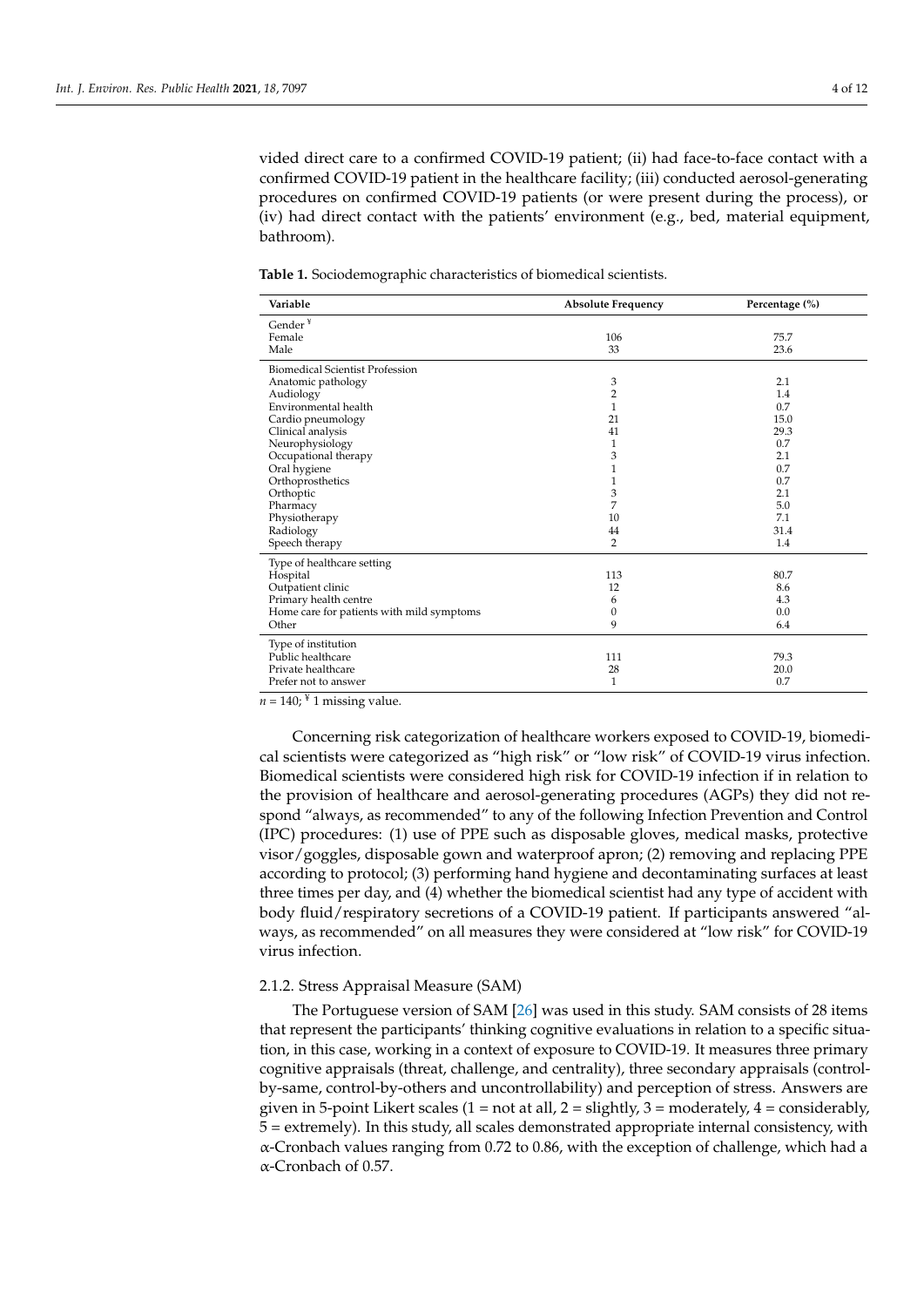vided direct care to a confirmed COVID-19 patient; (ii) had face-to-face contact with a confirmed COVID-19 patient in the healthcare facility; (iii) conducted aerosol-generating procedures on confirmed COVID-19 patients (or were present during the process), or (iv) had direct contact with the patients' environment (e.g., bed, material equipment, bathroom).

**Table 1.** Sociodemographic characteristics of biomedical scientists.

| Variable | Absolute Frequency | Percentage (%) |
|---|---|---|
| Gender [¥] | | |
| Female | 106 | 75.7 |
| Male | 33 | 23.6 |
| Biomedical Scientist Profession | | |
| Anatomic pathology | 3 | 2.1 |
| Audiology | 2 | 1.4 |
| Environmental health | 1 | 0.7 |
| Cardio pneumology | 21 | 15.0 |
| Clinical analysis | 41 | 29.3 |
| Neurophysiology | 1 | 0.7 |
| Occupational therapy | 3 | 2.1 |
| Oral hygiene | 1 | 0.7 |
| Orthoprosthetics | 1 | 0.7 |
| Orthoptic | 3 | 2.1 |
| Pharmacy | 7 | 5.0 |
| Physiotherapy | 10 | 7.1 |
| Radiology | 44 | 31.4 |
| Speech therapy | 2 | 1.4 |
| Type of healthcare setting | | |
| Hospital | 113 | 80.7 |
| Outpatient clinic | 12 | 8.6 |
| Primary health centre | 6 | 4.3 |
| Home care for patients with mild symptoms | 0 | 0.0 |
| Other | 9 | 6.4 |
| Type of institution | | |
| Public healthcare | 111 | 79.3 |
| Private healthcare | 28 | 20.0 |
| Prefer not to answer | 1 | 0.7 |

$n = 140$; [¥] 1 missing value.

Concerning risk categorization of healthcare workers exposed to COVID-19, biomedical scientists were categorized as "high risk" or "low risk" of COVID-19 virus infection. Biomedical scientists were considered high risk for COVID-19 infection if in relation to the provision of healthcare and aerosol-generating procedures (AGPs) they did not respond "always, as recommended" to any of the following Infection Prevention and Control (IPC) procedures: (1) use of PPE such as disposable gloves, medical masks, protective visor/goggles, disposable gown and waterproof apron; (2) removing and replacing PPE according to protocol; (3) performing hand hygiene and decontaminating surfaces at least three times per day, and (4) whether the biomedical scientist had any type of accident with body fluid/respiratory secretions of a COVID-19 patient. If participants answered "always, as recommended" on all measures they were considered at "low risk" for COVID-19 virus infection.

### 2.1.2. Stress Appraisal Measure (SAM)

The Portuguese version of SAM [26] was used in this study. SAM consists of 28 items that represent the participants' thinking cognitive evaluations in relation to a specific situation, in this case, working in a context of exposure to COVID-19. It measures three primary cognitive appraisals (threat, challenge, and centrality), three secondary appraisals (control-by-same, control-by-others and uncontrollability) and perception of stress. Answers are given in 5-point Likert scales (1 = not at all, 2 = slightly, 3 = moderately, 4 = considerably, 5 = extremely). In this study, all scales demonstrated appropriate internal consistency, with $\alpha$-Cronbach values ranging from 0.72 to 0.86, with the exception of challenge, which had a $\alpha$-Cronbach of 0.57.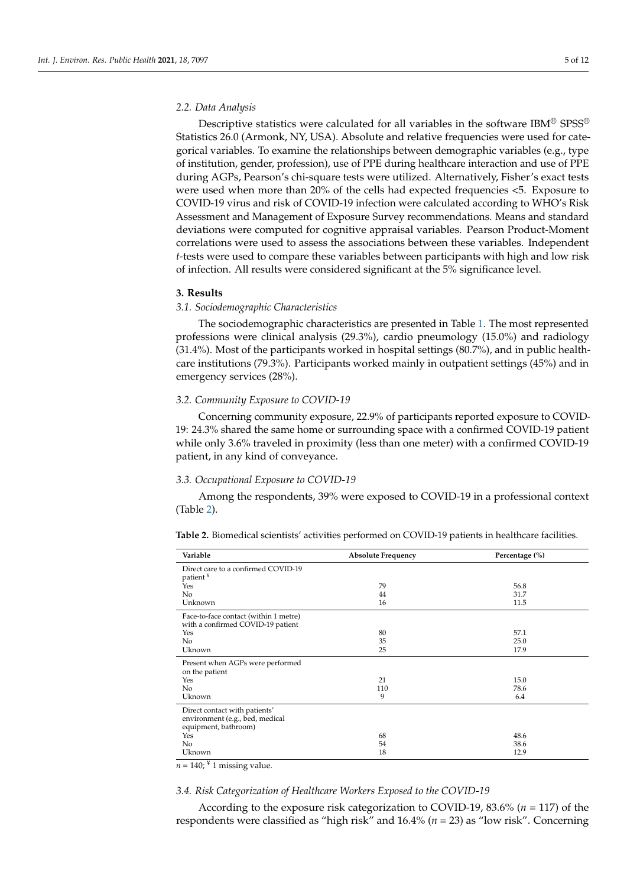### 2.2. Data Analysis

Descriptive statistics were calculated for all variables in the software IBM® SPSS® Statistics 26.0 (Armonk, NY, USA). Absolute and relative frequencies were used for categorical variables. To examine the relationships between demographic variables (e.g., type of institution, gender, profession), use of PPE during healthcare interaction and use of PPE during AGPs, Pearson's chi-square tests were utilized. Alternatively, Fisher's exact tests were used when more than 20% of the cells had expected frequencies <5. Exposure to COVID-19 virus and risk of COVID-19 infection were calculated according to WHO's Risk Assessment and Management of Exposure Survey recommendations. Means and standard deviations were computed for cognitive appraisal variables. Pearson Product-Moment correlations were used to assess the associations between these variables. Independent *t*-tests were used to compare these variables between participants with high and low risk of infection. All results were considered significant at the 5% significance level.

## 3. Results

### 3.1. Sociodemographic Characteristics

The sociodemographic characteristics are presented in Table 1. The most represented professions were clinical analysis (29.3%), cardio pneumology (15.0%) and radiology (31.4%). Most of the participants worked in hospital settings (80.7%), and in public healthcare institutions (79.3%). Participants worked mainly in outpatient settings (45%) and in emergency services (28%).

### 3.2. Community Exposure to COVID-19

Concerning community exposure, 22.9% of participants reported exposure to COVID-19: 24.3% shared the same home or surrounding space with a confirmed COVID-19 patient while only 3.6% traveled in proximity (less than one meter) with a confirmed COVID-19 patient, in any kind of conveyance.

### 3.3. Occupational Exposure to COVID-19

Among the respondents, 39% were exposed to COVID-19 in a professional context (Table 2).

**Table 2.** Biomedical scientists' activities performed on COVID-19 patients in healthcare facilities.

| Variable | Absolute Frequency | Percentage (%) |
|---|---|---|
| Direct care to a confirmed COVID-19 patient [¥] | | |
| Yes | 79 | 56.8 |
| No | 44 | 31.7 |
| Unknown | 16 | 11.5 |
| Face-to-face contact (within 1 metre) with a confirmed COVID-19 patient | | |
| Yes | 80 | 57.1 |
| No | 35 | 25.0 |
| Uknown | 25 | 17.9 |
| Present when AGPs were performed on the patient | | |
| Yes | 21 | 15.0 |
| No | 110 | 78.6 |
| Uknown | 9 | 6.4 |
| Direct contact with patients' environment (e.g., bed, medical equipment, bathroom) | | |
| Yes | 68 | 48.6 |
| No | 54 | 38.6 |
| Uknown | 18 | 12.9 |

*n* = 140; [¥] 1 missing value.

### 3.4. Risk Categorization of Healthcare Workers Exposed to the COVID-19

According to the exposure risk categorization to COVID-19, 83.6% (*n* = 117) of the respondents were classified as "high risk" and 16.4% (*n* = 23) as "low risk". Concerning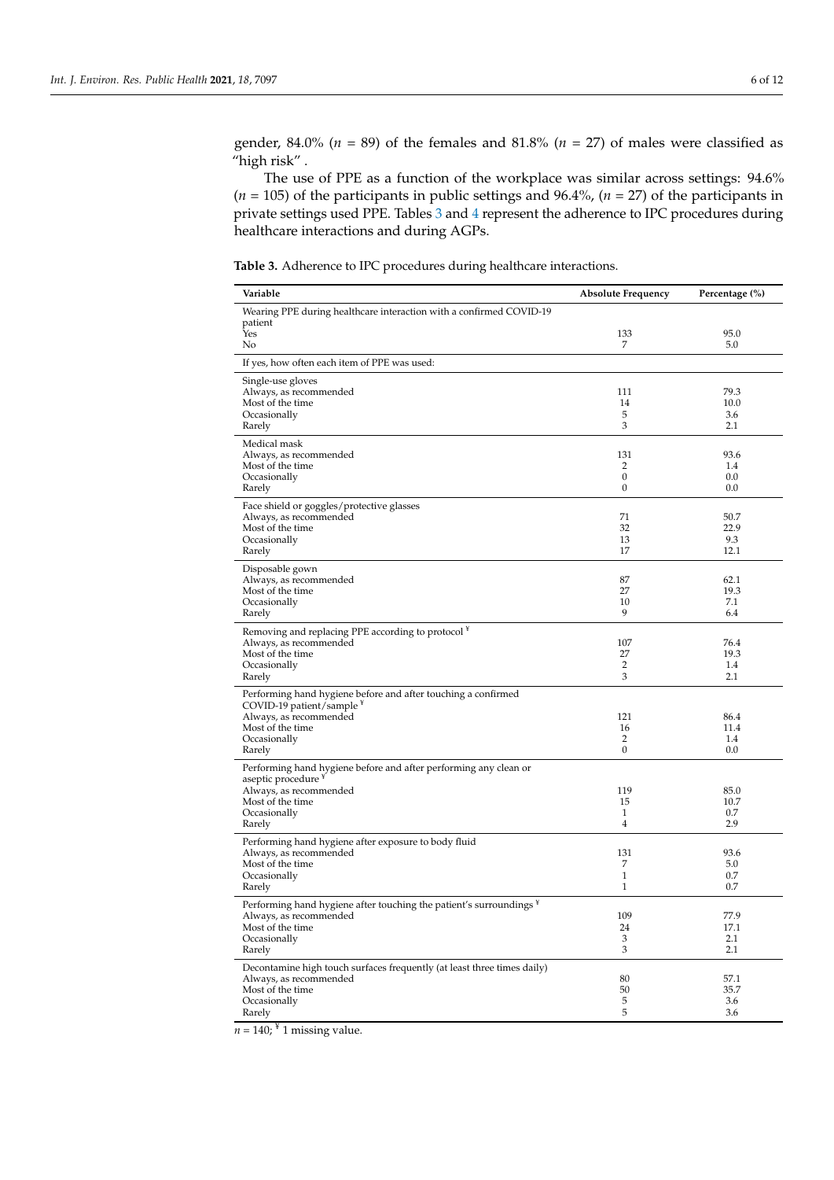gender, 84.0% ($n$ = 89) of the females and 81.8% ($n$ = 27) of males were classified as "high risk" .

The use of PPE as a function of the workplace was similar across settings: 94.6% ($n$ = 105) of the participants in public settings and 96.4%, ($n$ = 27) of the participants in private settings used PPE. Tables 3 and 4 represent the adherence to IPC procedures during healthcare interactions and during AGPs.

**Table 3.** Adherence to IPC procedures during healthcare interactions.

| Variable | Absolute Frequency | Percentage (%) |
|---|---|---|
| Wearing PPE during healthcare interaction with a confirmed COVID-19 patient | | |
| Yes | 133 | 95.0 |
| No | 7 | 5.0 |
| If yes, how often each item of PPE was used: | | |
| Single-use gloves | | |
| Always, as recommended | 111 | 79.3 |
| Most of the time | 14 | 10.0 |
| Occasionally | 5 | 3.6 |
| Rarely | 3 | 2.1 |
| Medical mask | | |
| Always, as recommended | 131 | 93.6 |
| Most of the time | 2 | 1.4 |
| Occasionally | 0 | 0.0 |
| Rarely | 0 | 0.0 |
| Face shield or goggles/protective glasses | | |
| Always, as recommended | 71 | 50.7 |
| Most of the time | 32 | 22.9 |
| Occasionally | 13 | 9.3 |
| Rarely | 17 | 12.1 |
| Disposable gown | | |
| Always, as recommended | 87 | 62.1 |
| Most of the time | 27 | 19.3 |
| Occasionally | 10 | 7.1 |
| Rarely | 9 | 6.4 |
| Removing and replacing PPE according to protocol [¥] | | |
| Always, as recommended | 107 | 76.4 |
| Most of the time | 27 | 19.3 |
| Occasionally | 2 | 1.4 |
| Rarely | 3 | 2.1 |
| Performing hand hygiene before and after touching a confirmed COVID-19 patient/sample [¥] | | |
| Always, as recommended | 121 | 86.4 |
| Most of the time | 16 | 11.4 |
| Occasionally | 2 | 1.4 |
| Rarely | 0 | 0.0 |
| Performing hand hygiene before and after performing any clean or aseptic procedure [¥] | | |
| Always, as recommended | 119 | 85.0 |
| Most of the time | 15 | 10.7 |
| Occasionally | 1 | 0.7 |
| Rarely | 4 | 2.9 |
| Performing hand hygiene after exposure to body fluid | | |
| Always, as recommended | 131 | 93.6 |
| Most of the time | 7 | 5.0 |
| Occasionally | 1 | 0.7 |
| Rarely | 1 | 0.7 |
| Performing hand hygiene after touching the patient's surroundings [¥] | | |
| Always, as recommended | 109 | 77.9 |
| Most of the time | 24 | 17.1 |
| Occasionally | 3 | 2.1 |
| Rarely | 3 | 2.1 |
| Decontamine high touch surfaces frequently (at least three times daily) | | |
| Always, as recommended | 80 | 57.1 |
| Most of the time | 50 | 35.7 |
| Occasionally | 5 | 3.6 |
| Rarely | 5 | 3.6 |

$n$ = 140; [¥] 1 missing value.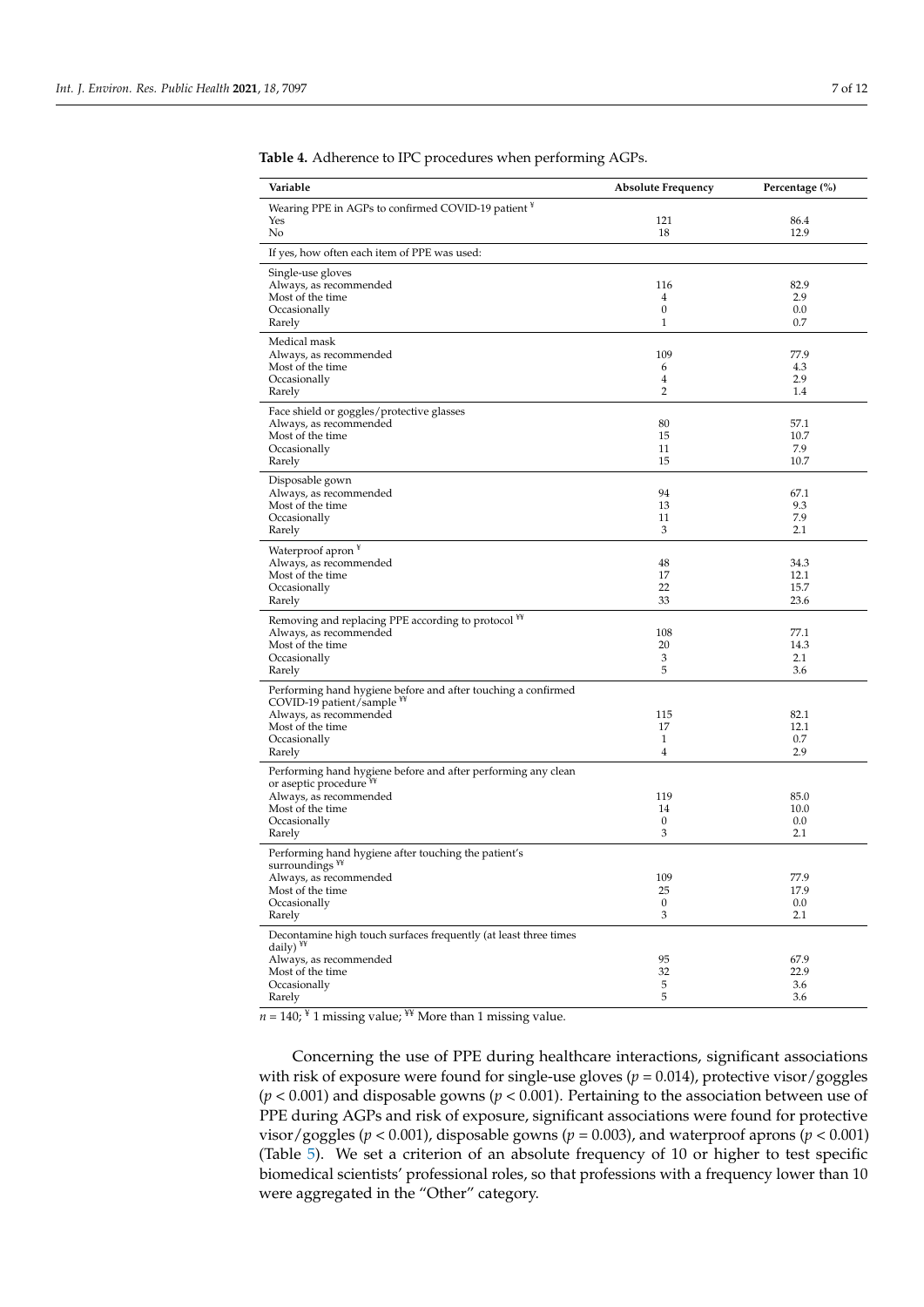**Table 4.** Adherence to IPC procedures when performing AGPs.

| Variable | Absolute Frequency | Percentage (%) |
|---|---|---|
| Wearing PPE in AGPs to confirmed COVID-19 patient [¥] | | |
| Yes | 121 | 86.4 |
| No | 18 | 12.9 |
| If yes, how often each item of PPE was used: | | |
| Single-use gloves | | |
| Always, as recommended | 116 | 82.9 |
| Most of the time | 4 | 2.9 |
| Occasionally | 0 | 0.0 |
| Rarely | 1 | 0.7 |
| Medical mask | | |
| Always, as recommended | 109 | 77.9 |
| Most of the time | 6 | 4.3 |
| Occasionally | 4 | 2.9 |
| Rarely | 2 | 1.4 |
| Face shield or goggles/protective glasses | | |
| Always, as recommended | 80 | 57.1 |
| Most of the time | 15 | 10.7 |
| Occasionally | 11 | 7.9 |
| Rarely | 15 | 10.7 |
| Disposable gown | | |
| Always, as recommended | 94 | 67.1 |
| Most of the time | 13 | 9.3 |
| Occasionally | 11 | 7.9 |
| Rarely | 3 | 2.1 |
| Waterproof apron [¥] | | |
| Always, as recommended | 48 | 34.3 |
| Most of the time | 17 | 12.1 |
| Occasionally | 22 | 15.7 |
| Rarely | 33 | 23.6 |
| Removing and replacing PPE according to protocol [¥¥] | | |
| Always, as recommended | 108 | 77.1 |
| Most of the time | 20 | 14.3 |
| Occasionally | 3 | 2.1 |
| Rarely | 5 | 3.6 |
| Performing hand hygiene before and after touching a confirmed COVID-19 patient/sample [¥¥] | | |
| Always, as recommended | 115 | 82.1 |
| Most of the time | 17 | 12.1 |
| Occasionally | 1 | 0.7 |
| Rarely | 4 | 2.9 |
| Performing hand hygiene before and after performing any clean or aseptic procedure [¥¥] | | |
| Always, as recommended | 119 | 85.0 |
| Most of the time | 14 | 10.0 |
| Occasionally | 0 | 0.0 |
| Rarely | 3 | 2.1 |
| Performing hand hygiene after touching the patient's surroundings [¥¥] | | |
| Always, as recommended | 109 | 77.9 |
| Most of the time | 25 | 17.9 |
| Occasionally | 0 | 0.0 |
| Rarely | 3 | 2.1 |
| Decontamine high touch surfaces frequently (at least three times daily) [¥¥] | | |
| Always, as recommended | 95 | 67.9 |
| Most of the time | 32 | 22.9 |
| Occasionally | 5 | 3.6 |
| Rarely | 5 | 3.6 |

$n = 140$; [¥] 1 missing value; [¥¥] More than 1 missing value.

Concerning the use of PPE during healthcare interactions, significant associations with risk of exposure were found for single-use gloves ($p = 0.014$), protective visor/goggles ($p < 0.001$) and disposable gowns ($p < 0.001$). Pertaining to the association between use of PPE during AGPs and risk of exposure, significant associations were found for protective visor/goggles ($p < 0.001$), disposable gowns ($p = 0.003$), and waterproof aprons ($p < 0.001$) (Table 5). We set a criterion of an absolute frequency of 10 or higher to test specific biomedical scientists' professional roles, so that professions with a frequency lower than 10 were aggregated in the "Other" category.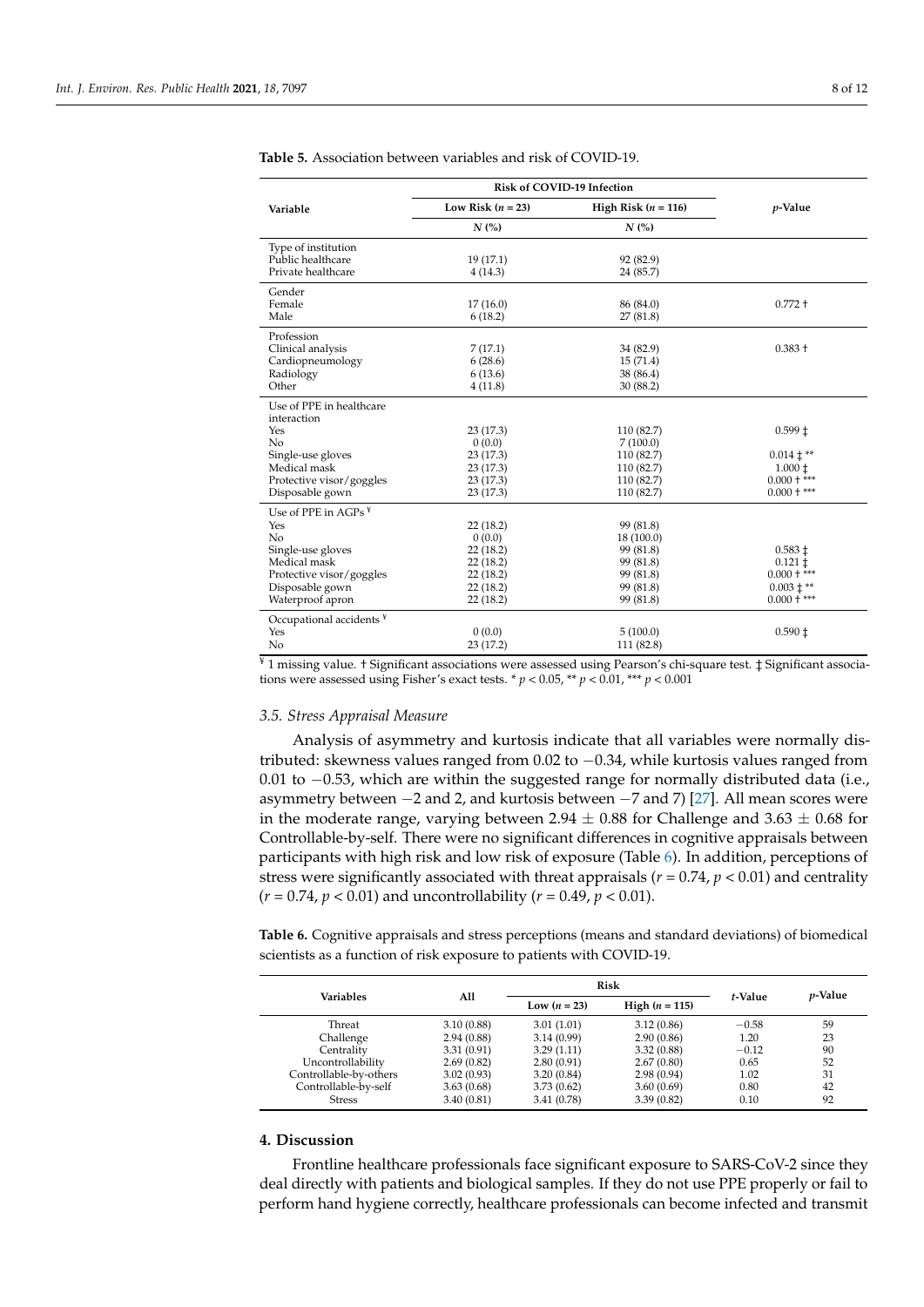**Table 5.** Association between variables and risk of COVID-19.

| Variable | Risk of COVID-19 Infection | | *p*-Value |
|---|---|---|---|
| | Low Risk (*n* = 23) | High Risk (*n* = 116) | |
| | *N* (%) | *N* (%) | |
| Type of institution | | | |
| Public healthcare | 19 (17.1) | 92 (82.9) | |
| Private healthcare | 4 (14.3) | 24 (85.7) | |
| Gender | | | |
| Female | 17 (16.0) | 86 (84.0) | 0.772 † |
| Male | 6 (18.2) | 27 (81.8) | |
| Profession | | | |
| Clinical analysis | 7 (17.1) | 34 (82.9) | 0.383 † |
| Cardiopneumology | 6 (28.6) | 15 (71.4) | |
| Radiology | 6 (13.6) | 38 (86.4) | |
| Other | 4 (11.8) | 30 (88.2) | |
| Use of PPE in healthcare interaction | | | |
| Yes | 23 (17.3) | 110 (82.7) | 0.599 ‡ |
| No | 0 (0.0) | 7 (100.0) | |
| Single-use gloves | 23 (17.3) | 110 (82.7) | 0.014 ‡ ** |
| Medical mask | 23 (17.3) | 110 (82.7) | 1.000 ‡ |
| Protective visor/goggles | 23 (17.3) | 110 (82.7) | 0.000 † *** |
| Disposable gown | 23 (17.3) | 110 (82.7) | 0.000 † *** |
| Use of PPE in AGPs [¥] | | | |
| Yes | 22 (18.2) | 99 (81.8) | |
| No | 0 (0.0) | 18 (100.0) | |
| Single-use gloves | 22 (18.2) | 99 (81.8) | 0.583 ‡ |
| Medical mask | 22 (18.2) | 99 (81.8) | 0.121 ‡ |
| Protective visor/goggles | 22 (18.2) | 99 (81.8) | 0.000 † *** |
| Disposable gown | 22 (18.2) | 99 (81.8) | 0.003 ‡ ** |
| Waterproof apron | 22 (18.2) | 99 (81.8) | 0.000 † *** |
| Occupational accidents [¥] | | | |
| Yes | 0 (0.0) | 5 (100.0) | 0.590 ‡ |
| No | 23 (17.2) | 111 (82.8) | |

[¥] 1 missing value. † Significant associations were assessed using Pearson's chi-square test. ‡ Significant associations were assessed using Fisher's exact tests. * $p < 0.05$, ** $p < 0.01$, *** $p < 0.001$

### 3.5. Stress Appraisal Measure

Analysis of asymmetry and kurtosis indicate that all variables were normally distributed: skewness values ranged from 0.02 to −0.34, while kurtosis values ranged from 0.01 to −0.53, which are within the suggested range for normally distributed data (i.e., asymmetry between −2 and 2, and kurtosis between −7 and 7) [27]. All mean scores were in the moderate range, varying between 2.94 ± 0.88 for Challenge and 3.63 ± 0.68 for Controllable-by-self. There were no significant differences in cognitive appraisals between participants with high risk and low risk of exposure (Table 6). In addition, perceptions of stress were significantly associated with threat appraisals ($r = 0.74$, $p < 0.01$) and centrality ($r = 0.74$, $p < 0.01$) and uncontrollability ($r = 0.49$, $p < 0.01$).

**Table 6.** Cognitive appraisals and stress perceptions (means and standard deviations) of biomedical scientists as a function of risk exposure to patients with COVID-19.

| Variables | All | Risk | | *t*-Value | *p*-Value |
|---|---|---|---|---|---|
| | | Low (*n* = 23) | High (*n* = 115) | | |
| Threat | 3.10 (0.88) | 3.01 (1.01) | 3.12 (0.86) | −0.58 | 59 |
| Challenge | 2.94 (0.88) | 3.14 (0.99) | 2.90 (0.86) | 1.20 | 23 |
| Centrality | 3.31 (0.91) | 3.29 (1.11) | 3.32 (0.88) | −0.12 | 90 |
| Uncontrollability | 2.69 (0.82) | 2.80 (0.91) | 2.67 (0.80) | 0.65 | 52 |
| Controllable-by-others | 3.02 (0.93) | 3.20 (0.84) | 2.98 (0.94) | 1.02 | 31 |
| Controllable-by-self | 3.63 (0.68) | 3.73 (0.62) | 3.60 (0.69) | 0.80 | 42 |
| Stress | 3.40 (0.81) | 3.41 (0.78) | 3.39 (0.82) | 0.10 | 92 |

## 4. Discussion

Frontline healthcare professionals face significant exposure to SARS-CoV-2 since they deal directly with patients and biological samples. If they do not use PPE properly or fail to perform hand hygiene correctly, healthcare professionals can become infected and transmit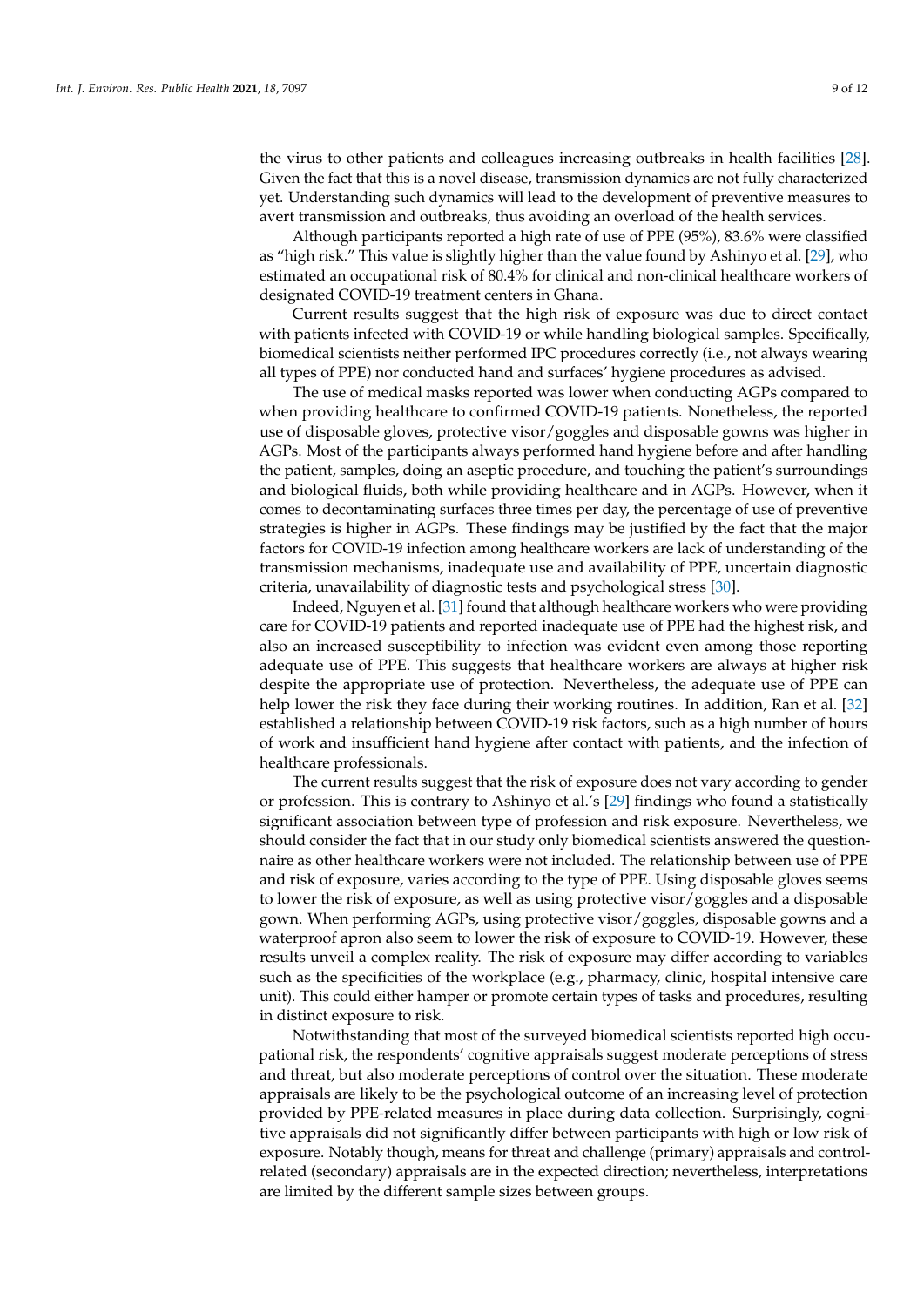the virus to other patients and colleagues increasing outbreaks in health facilities [28]. Given the fact that this is a novel disease, transmission dynamics are not fully characterized yet. Understanding such dynamics will lead to the development of preventive measures to avert transmission and outbreaks, thus avoiding an overload of the health services.

Although participants reported a high rate of use of PPE (95%), 83.6% were classified as "high risk." This value is slightly higher than the value found by Ashinyo et al. [29], who estimated an occupational risk of 80.4% for clinical and non-clinical healthcare workers of designated COVID-19 treatment centers in Ghana.

Current results suggest that the high risk of exposure was due to direct contact with patients infected with COVID-19 or while handling biological samples. Specifically, biomedical scientists neither performed IPC procedures correctly (i.e., not always wearing all types of PPE) nor conducted hand and surfaces' hygiene procedures as advised.

The use of medical masks reported was lower when conducting AGPs compared to when providing healthcare to confirmed COVID-19 patients. Nonetheless, the reported use of disposable gloves, protective visor/goggles and disposable gowns was higher in AGPs. Most of the participants always performed hand hygiene before and after handling the patient, samples, doing an aseptic procedure, and touching the patient's surroundings and biological fluids, both while providing healthcare and in AGPs. However, when it comes to decontaminating surfaces three times per day, the percentage of use of preventive strategies is higher in AGPs. These findings may be justified by the fact that the major factors for COVID-19 infection among healthcare workers are lack of understanding of the transmission mechanisms, inadequate use and availability of PPE, uncertain diagnostic criteria, unavailability of diagnostic tests and psychological stress [30].

Indeed, Nguyen et al. [31] found that although healthcare workers who were providing care for COVID-19 patients and reported inadequate use of PPE had the highest risk, and also an increased susceptibility to infection was evident even among those reporting adequate use of PPE. This suggests that healthcare workers are always at higher risk despite the appropriate use of protection. Nevertheless, the adequate use of PPE can help lower the risk they face during their working routines. In addition, Ran et al. [32] established a relationship between COVID-19 risk factors, such as a high number of hours of work and insufficient hand hygiene after contact with patients, and the infection of healthcare professionals.

The current results suggest that the risk of exposure does not vary according to gender or profession. This is contrary to Ashinyo et al.'s [29] findings who found a statistically significant association between type of profession and risk exposure. Nevertheless, we should consider the fact that in our study only biomedical scientists answered the questionnaire as other healthcare workers were not included. The relationship between use of PPE and risk of exposure, varies according to the type of PPE. Using disposable gloves seems to lower the risk of exposure, as well as using protective visor/goggles and a disposable gown. When performing AGPs, using protective visor/goggles, disposable gowns and a waterproof apron also seem to lower the risk of exposure to COVID-19. However, these results unveil a complex reality. The risk of exposure may differ according to variables such as the specificities of the workplace (e.g., pharmacy, clinic, hospital intensive care unit). This could either hamper or promote certain types of tasks and procedures, resulting in distinct exposure to risk.

Notwithstanding that most of the surveyed biomedical scientists reported high occupational risk, the respondents' cognitive appraisals suggest moderate perceptions of stress and threat, but also moderate perceptions of control over the situation. These moderate appraisals are likely to be the psychological outcome of an increasing level of protection provided by PPE-related measures in place during data collection. Surprisingly, cognitive appraisals did not significantly differ between participants with high or low risk of exposure. Notably though, means for threat and challenge (primary) appraisals and control-related (secondary) appraisals are in the expected direction; nevertheless, interpretations are limited by the different sample sizes between groups.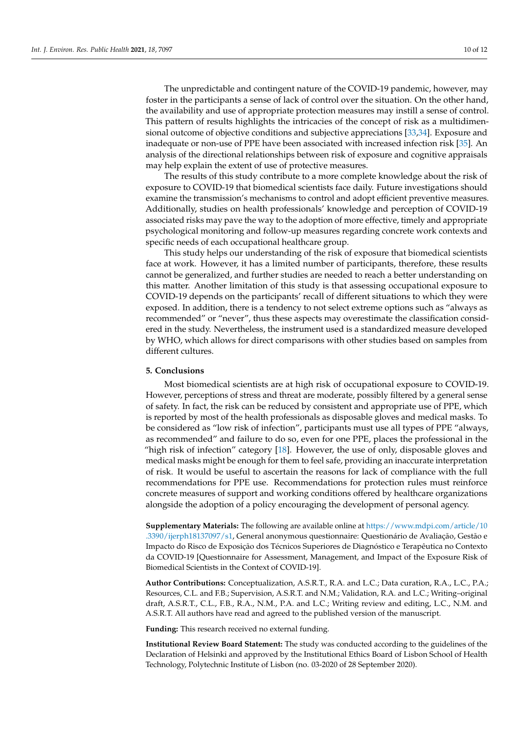The unpredictable and contingent nature of the COVID-19 pandemic, however, may foster in the participants a sense of lack of control over the situation. On the other hand, the availability and use of appropriate protection measures may instill a sense of control. This pattern of results highlights the intricacies of the concept of risk as a multidimensional outcome of objective conditions and subjective appreciations [33,34]. Exposure and inadequate or non-use of PPE have been associated with increased infection risk [35]. An analysis of the directional relationships between risk of exposure and cognitive appraisals may help explain the extent of use of protective measures.

The results of this study contribute to a more complete knowledge about the risk of exposure to COVID-19 that biomedical scientists face daily. Future investigations should examine the transmission's mechanisms to control and adopt efficient preventive measures. Additionally, studies on health professionals' knowledge and perception of COVID-19 associated risks may pave the way to the adoption of more effective, timely and appropriate psychological monitoring and follow-up measures regarding concrete work contexts and specific needs of each occupational healthcare group.

This study helps our understanding of the risk of exposure that biomedical scientists face at work. However, it has a limited number of participants, therefore, these results cannot be generalized, and further studies are needed to reach a better understanding on this matter. Another limitation of this study is that assessing occupational exposure to COVID-19 depends on the participants' recall of different situations to which they were exposed. In addition, there is a tendency to not select extreme options such as "always as recommended" or "never", thus these aspects may overestimate the classification considered in the study. Nevertheless, the instrument used is a standardized measure developed by WHO, which allows for direct comparisons with other studies based on samples from different cultures.

## 5. Conclusions

Most biomedical scientists are at high risk of occupational exposure to COVID-19. However, perceptions of stress and threat are moderate, possibly filtered by a general sense of safety. In fact, the risk can be reduced by consistent and appropriate use of PPE, which is reported by most of the health professionals as disposable gloves and medical masks. To be considered as "low risk of infection", participants must use all types of PPE "always, as recommended" and failure to do so, even for one PPE, places the professional in the "high risk of infection" category [18]. However, the use of only, disposable gloves and medical masks might be enough for them to feel safe, providing an inaccurate interpretation of risk. It would be useful to ascertain the reasons for lack of compliance with the full recommendations for PPE use. Recommendations for protection rules must reinforce concrete measures of support and working conditions offered by healthcare organizations alongside the adoption of a policy encouraging the development of personal agency.

**Supplementary Materials:** The following are available online at https://www.mdpi.com/article/10.3390/ijerph18137097/s1, General anonymous questionnaire: Questionário de Avaliação, Gestão e Impacto do Risco de Exposição dos Técnicos Superiores de Diagnóstico e Terapêutica no Contexto da COVID-19 [Questionnaire for Assessment, Management, and Impact of the Exposure Risk of Biomedical Scientists in the Context of COVID-19].

**Author Contributions:** Conceptualization, A.S.R.T., R.A. and L.C.; Data curation, R.A., L.C., P.A.; Resources, C.L. and F.B.; Supervision, A.S.R.T. and N.M.; Validation, R.A. and L.C.; Writing–original draft, A.S.R.T., C.L., F.B., R.A., N.M., P.A. and L.C.; Writing review and editing, L.C., N.M. and A.S.R.T. All authors have read and agreed to the published version of the manuscript.

**Funding:** This research received no external funding.

**Institutional Review Board Statement:** The study was conducted according to the guidelines of the Declaration of Helsinki and approved by the Institutional Ethics Board of Lisbon School of Health Technology, Polytechnic Institute of Lisbon (no. 03-2020 of 28 September 2020).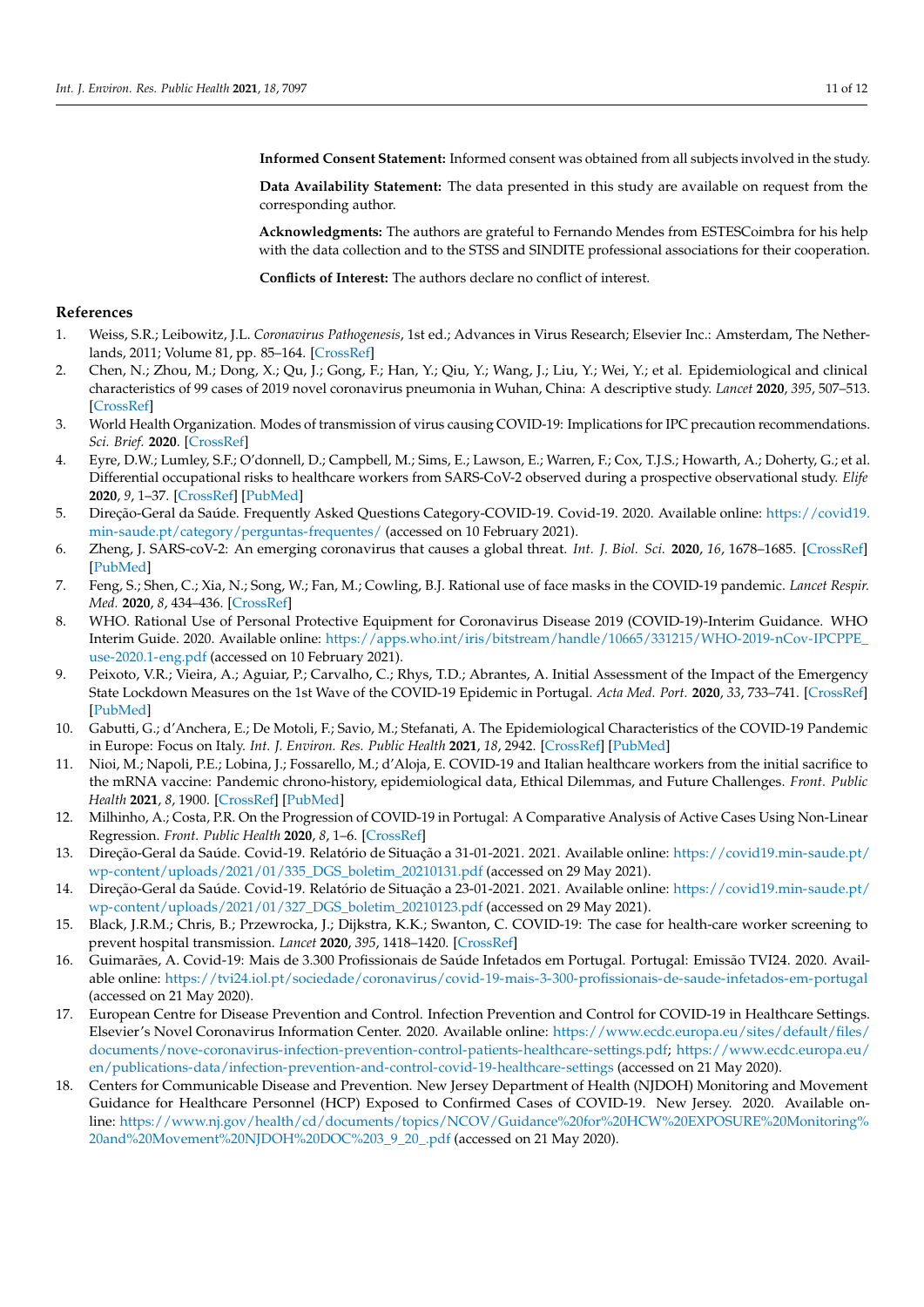**Informed Consent Statement:** Informed consent was obtained from all subjects involved in the study.

**Data Availability Statement:** The data presented in this study are available on request from the corresponding author.

**Acknowledgments:** The authors are grateful to Fernando Mendes from ESTESCoimbra for his help with the data collection and to the STSS and SINDITE professional associations for their cooperation.

**Conflicts of Interest:** The authors declare no conflict of interest.

## References

1. Weiss, S.R.; Leibowitz, J.L. *Coronavirus Pathogenesis*, 1st ed.; Advances in Virus Research; Elsevier Inc.: Amsterdam, The Netherlands, 2011; Volume 81, pp. 85–164. [CrossRef]
2. Chen, N.; Zhou, M.; Dong, X.; Qu, J.; Gong, F.; Han, Y.; Qiu, Y.; Wang, J.; Liu, Y.; Wei, Y.; et al. Epidemiological and clinical characteristics of 99 cases of 2019 novel coronavirus pneumonia in Wuhan, China: A descriptive study. *Lancet* **2020**, *395*, 507–513. [CrossRef]
3. World Health Organization. Modes of transmission of virus causing COVID-19: Implications for IPC precaution recommendations. *Sci. Brief.* **2020**. [CrossRef]
4. Eyre, D.W.; Lumley, S.F.; O'donnell, D.; Campbell, M.; Sims, E.; Lawson, E.; Warren, F.; Cox, T.J.S.; Howarth, A.; Doherty, G.; et al. Differential occupational risks to healthcare workers from SARS-CoV-2 observed during a prospective observational study. *Elife* **2020**, *9*, 1–37. [CrossRef] [PubMed]
5. Direção-Geral da Saúde. Frequently Asked Questions Category-COVID-19. Covid-19. 2020. Available online: https://covid19.min-saude.pt/category/perguntas-frequentes/ (accessed on 10 February 2021).
6. Zheng, J. SARS-coV-2: An emerging coronavirus that causes a global threat. *Int. J. Biol. Sci.* **2020**, *16*, 1678–1685. [CrossRef] [PubMed]
7. Feng, S.; Shen, C.; Xia, N.; Song, W.; Fan, M.; Cowling, B.J. Rational use of face masks in the COVID-19 pandemic. *Lancet Respir. Med.* **2020**, *8*, 434–436. [CrossRef]
8. WHO. Rational Use of Personal Protective Equipment for Coronavirus Disease 2019 (COVID-19)-Interim Guidance. WHO Interim Guide. 2020. Available online: https://apps.who.int/iris/bitstream/handle/10665/331215/WHO-2019-nCov-IPCPPE_use-2020.1-eng.pdf (accessed on 10 February 2021).
9. Peixoto, V.R.; Vieira, A.; Aguiar, P.; Carvalho, C.; Rhys, T.D.; Abrantes, A. Initial Assessment of the Impact of the Emergency State Lockdown Measures on the 1st Wave of the COVID-19 Epidemic in Portugal. *Acta Med. Port.* **2020**, *33*, 733–741. [CrossRef] [PubMed]
10. Gabutti, G.; d'Anchera, E.; De Motoli, F.; Savio, M.; Stefanati, A. The Epidemiological Characteristics of the COVID-19 Pandemic in Europe: Focus on Italy. *Int. J. Environ. Res. Public Health* **2021**, *18*, 2942. [CrossRef] [PubMed]
11. Nioi, M.; Napoli, P.E.; Lobina, J.; Fossarello, M.; d'Aloja, E. COVID-19 and Italian healthcare workers from the initial sacrifice to the mRNA vaccine: Pandemic chrono-history, epidemiological data, Ethical Dilemmas, and Future Challenges. *Front. Public Health* **2021**, *8*, 1900. [CrossRef] [PubMed]
12. Milhinho, A.; Costa, P.R. On the Progression of COVID-19 in Portugal: A Comparative Analysis of Active Cases Using Non-Linear Regression. *Front. Public Health* **2020**, *8*, 1–6. [CrossRef]
13. Direção-Geral da Saúde. Covid-19. Relatório de Situação a 31-01-2021. 2021. Available online: https://covid19.min-saude.pt/wp-content/uploads/2021/01/335_DGS_boletim_20210131.pdf (accessed on 29 May 2021).
14. Direção-Geral da Saúde. Covid-19. Relatório de Situação a 23-01-2021. 2021. Available online: https://covid19.min-saude.pt/wp-content/uploads/2021/01/327_DGS_boletim_20210123.pdf (accessed on 29 May 2021).
15. Black, J.R.M.; Chris, B.; Przewrocka, J.; Dijkstra, K.K.; Swanton, C. COVID-19: The case for health-care worker screening to prevent hospital transmission. *Lancet* **2020**, *395*, 1418–1420. [CrossRef]
16. Guimarães, A. Covid-19: Mais de 3.300 Profissionais de Saúde Infetados em Portugal. Portugal: Emissão TVI24. 2020. Available online: https://tvi24.iol.pt/sociedade/coronavirus/covid-19-mais-3-300-profissionais-de-saude-infetados-em-portugal (accessed on 21 May 2020).
17. European Centre for Disease Prevention and Control. Infection Prevention and Control for COVID-19 in Healthcare Settings. Elsevier's Novel Coronavirus Information Center. 2020. Available online: https://www.ecdc.europa.eu/sites/default/files/documents/nove-coronavirus-infection-prevention-control-patients-healthcare-settings.pdf; https://www.ecdc.europa.eu/en/publications-data/infection-prevention-and-control-covid-19-healthcare-settings (accessed on 21 May 2020).
18. Centers for Communicable Disease and Prevention. New Jersey Department of Health (NJDOH) Monitoring and Movement Guidance for Healthcare Personnel (HCP) Exposed to Confirmed Cases of COVID-19. New Jersey. 2020. Available online: https://www.nj.gov/health/cd/documents/topics/NCOV/Guidance%20for%20HCW%20EXPOSURE%20Monitoring%20and%20Movement%20NJDOH%20DOC%203_9_20_.pdf (accessed on 21 May 2020).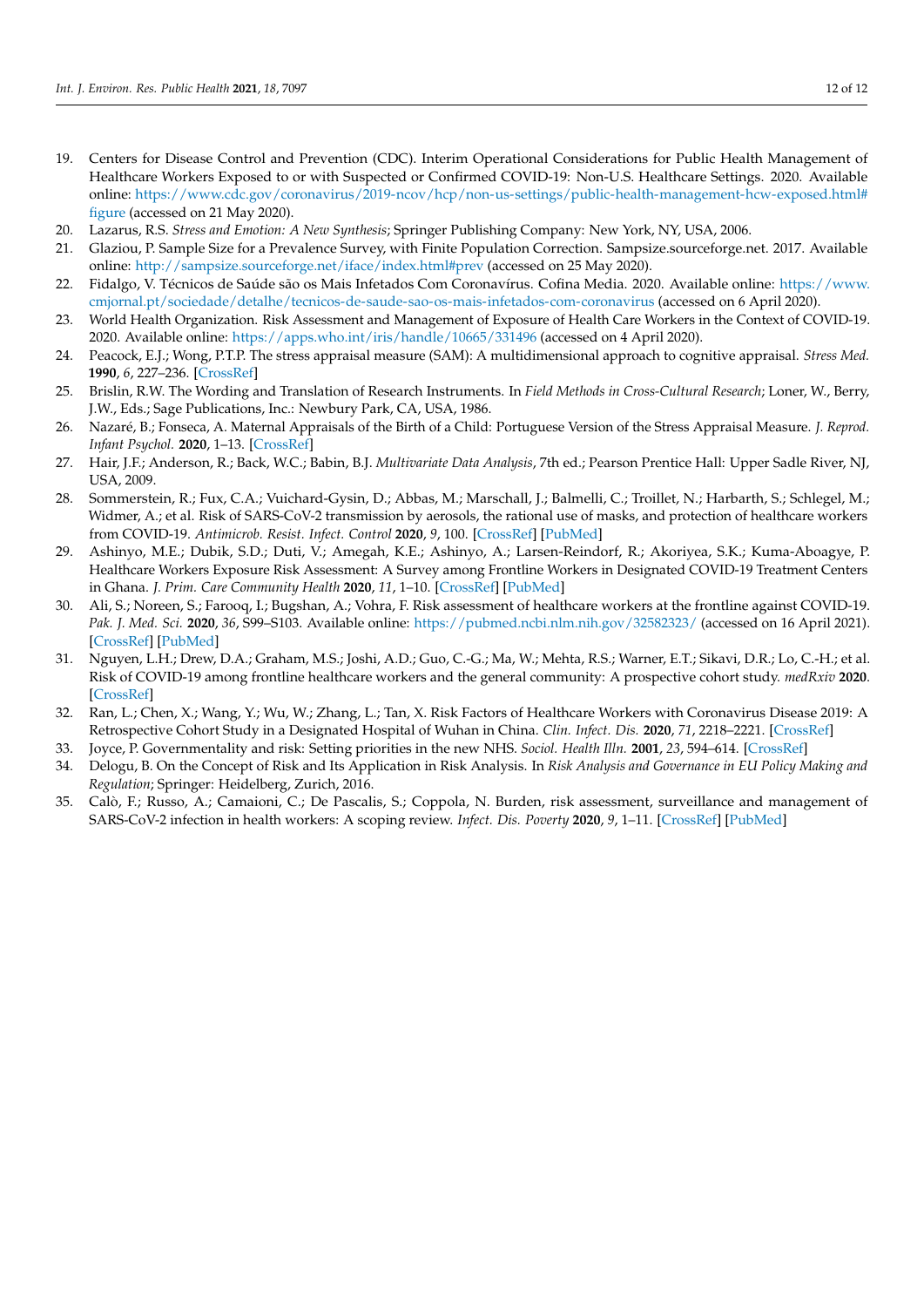19. Centers for Disease Control and Prevention (CDC). Interim Operational Considerations for Public Health Management of Healthcare Workers Exposed to or with Suspected or Confirmed COVID-19: Non-U.S. Healthcare Settings. 2020. Available online: https://www.cdc.gov/coronavirus/2019-ncov/hcp/non-us-settings/public-health-management-hcw-exposed.html#figure (accessed on 21 May 2020).
20. Lazarus, R.S. *Stress and Emotion: A New Synthesis*; Springer Publishing Company: New York, NY, USA, 2006.
21. Glaziou, P. Sample Size for a Prevalence Survey, with Finite Population Correction. Sampsize.sourceforge.net. 2017. Available online: http://sampsize.sourceforge.net/iface/index.html#prev (accessed on 25 May 2020).
22. Fidalgo, V. Técnicos de Saúde são os Mais Infetados Com Coronavírus. Cofina Media. 2020. Available online: https://www.cmjornal.pt/sociedade/detalhe/tecnicos-de-saude-sao-os-mais-infetados-com-coronavirus (accessed on 6 April 2020).
23. World Health Organization. Risk Assessment and Management of Exposure of Health Care Workers in the Context of COVID-19. 2020. Available online: https://apps.who.int/iris/handle/10665/331496 (accessed on 4 April 2020).
24. Peacock, E.J.; Wong, P.T.P. The stress appraisal measure (SAM): A multidimensional approach to cognitive appraisal. *Stress Med.* **1990**, *6*, 227–236. [CrossRef]
25. Brislin, R.W. The Wording and Translation of Research Instruments. In *Field Methods in Cross-Cultural Research*; Loner, W., Berry, J.W., Eds.; Sage Publications, Inc.: Newbury Park, CA, USA, 1986.
26. Nazaré, B.; Fonseca, A. Maternal Appraisals of the Birth of a Child: Portuguese Version of the Stress Appraisal Measure. *J. Reprod. Infant Psychol.* **2020**, 1–13. [CrossRef]
27. Hair, J.F.; Anderson, R.; Back, W.C.; Babin, B.J. *Multivariate Data Analysis*, 7th ed.; Pearson Prentice Hall: Upper Sadle River, NJ, USA, 2009.
28. Sommerstein, R.; Fux, C.A.; Vuichard-Gysin, D.; Abbas, M.; Marschall, J.; Balmelli, C.; Troillet, N.; Harbarth, S.; Schlegel, M.; Widmer, A.; et al. Risk of SARS-CoV-2 transmission by aerosols, the rational use of masks, and protection of healthcare workers from COVID-19. *Antimicrob. Resist. Infect. Control* **2020**, *9*, 100. [CrossRef] [PubMed]
29. Ashinyo, M.E.; Dubik, S.D.; Duti, V.; Amegah, K.E.; Ashinyo, A.; Larsen-Reindorf, R.; Akoriyea, S.K.; Kuma-Aboagye, P. Healthcare Workers Exposure Risk Assessment: A Survey among Frontline Workers in Designated COVID-19 Treatment Centers in Ghana. *J. Prim. Care Community Health* **2020**, *11*, 1–10. [CrossRef] [PubMed]
30. Ali, S.; Noreen, S.; Farooq, I.; Bugshan, A.; Vohra, F. Risk assessment of healthcare workers at the frontline against COVID-19. *Pak. J. Med. Sci.* **2020**, *36*, S99–S103. Available online: https://pubmed.ncbi.nlm.nih.gov/32582323/ (accessed on 16 April 2021). [CrossRef] [PubMed]
31. Nguyen, L.H.; Drew, D.A.; Graham, M.S.; Joshi, A.D.; Guo, C.-G.; Ma, W.; Mehta, R.S.; Warner, E.T.; Sikavi, D.R.; Lo, C.-H.; et al. Risk of COVID-19 among frontline healthcare workers and the general community: A prospective cohort study. *medRxiv* **2020**. [CrossRef]
32. Ran, L.; Chen, X.; Wang, Y.; Wu, W.; Zhang, L.; Tan, X. Risk Factors of Healthcare Workers with Coronavirus Disease 2019: A Retrospective Cohort Study in a Designated Hospital of Wuhan in China. *Clin. Infect. Dis.* **2020**, *71*, 2218–2221. [CrossRef]
33. Joyce, P. Governmentality and risk: Setting priorities in the new NHS. *Sociol. Health Illn.* **2001**, *23*, 594–614. [CrossRef]
34. Delogu, B. On the Concept of Risk and Its Application in Risk Analysis. In *Risk Analysis and Governance in EU Policy Making and Regulation*; Springer: Heidelberg, Zurich, 2016.
35. Calò, F.; Russo, A.; Camaioni, C.; De Pascalis, S.; Coppola, N. Burden, risk assessment, surveillance and management of SARS-CoV-2 infection in health workers: A scoping review. *Infect. Dis. Poverty* **2020**, *9*, 1–11. [CrossRef] [PubMed]